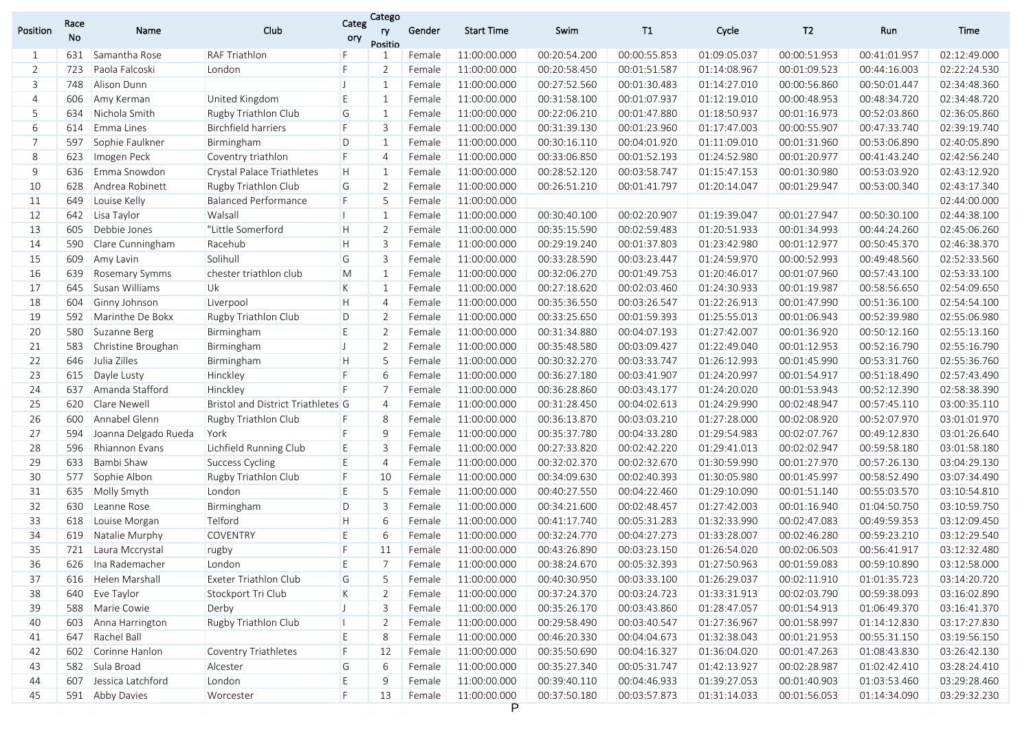| Position | Race No | Name | Club | Category | Category Positio | Gender | Start Time | Swim | T1 | Cycle | T2 | Run | Time |
|---|---|---|---|---|---|---|---|---|---|---|---|---|---|
| 1 | 631 | Samantha Rose | RAF Triathlon | F | 1 | Female | 11:00:00.000 | 00:20:54.200 | 00:00:55.853 | 01:09:05.037 | 00:00:51.953 | 00:41:01.957 | 02:12:49.000 |
| 2 | 723 | Paola Falcoski | London | F | 2 | Female | 11:00:00.000 | 00:20:58.450 | 00:01:51.587 | 01:14:08.967 | 00:01:09.523 | 00:44:16.003 | 02:22:24.530 |
| 3 | 748 | Alison Dunn | | J | 1 | Female | 11:00:00.000 | 00:27:52.560 | 00:01:30.483 | 01:14:27.010 | 00:00:56.860 | 00:50:01.447 | 02:34:48.360 |
| 4 | 606 | Amy Kerman | United Kingdom | E | 1 | Female | 11:00:00.000 | 00:31:58.100 | 00:01:07.937 | 01:12:19.010 | 00:00:48.953 | 00:48:34.720 | 02:34:48.720 |
| 5 | 634 | Nichola Smith | Rugby Triathlon Club | G | 1 | Female | 11:00:00.000 | 00:22:06.210 | 00:01:47.880 | 01:18:50.937 | 00:01:16.973 | 00:52:03.860 | 02:36:05.860 |
| 6 | 614 | Emma Lines | Birchfield harriers | F | 3 | Female | 11:00:00.000 | 00:31:39.130 | 00:01:23.960 | 01:17:47.003 | 00:00:55.907 | 00:47:33.740 | 02:39:19.740 |
| 7 | 597 | Sophie Faulkner | Birmingham | D | 1 | Female | 11:00:00.000 | 00:30:16.110 | 00:04:01.920 | 01:11:09.010 | 00:01:31.960 | 00:53:06.890 | 02:40:05.890 |
| 8 | 623 | Imogen Peck | Coventry triathlon | F | 4 | Female | 11:00:00.000 | 00:33:06.850 | 00:01:52.193 | 01:24:52.980 | 00:01:20.977 | 00:41:43.240 | 02:42:56.240 |
| 9 | 636 | Emma Snowdon | Crystal Palace Triathletes | H | 1 | Female | 11:00:00.000 | 00:28:52.120 | 00:03:58.747 | 01:15:47.153 | 00:01:30.980 | 00:53:03.920 | 02:43:12.920 |
| 10 | 628 | Andrea Robinett | Rugby Triathlon Club | G | 2 | Female | 11:00:00.000 | 00:26:51.210 | 00:01:41.797 | 01:20:14.047 | 00:01:29.947 | 00:53:00.340 | 02:43:17.340 |
| 11 | 649 | Louise Kelly | Balanced Performance | F | 5 | Female | 11:00:00.000 | | | | | | 02:44:00.000 |
| 12 | 642 | Lisa Taylor | Walsall | I | 1 | Female | 11:00:00.000 | 00:30:40.100 | 00:02:20.907 | 01:19:39.047 | 00:01:27.947 | 00:50:30.100 | 02:44:38.100 |
| 13 | 605 | Debbie Jones | "Little Somerford | H | 2 | Female | 11:00:00.000 | 00:35:15.590 | 00:02:59.483 | 01:20:51.933 | 00:01:34.993 | 00:44:24.260 | 02:45:06.260 |
| 14 | 590 | Clare Cunningham | Racehub | H | 3 | Female | 11:00:00.000 | 00:29:19.240 | 00:01:37.803 | 01:23:42.980 | 00:01:12.977 | 00:50:45.370 | 02:46:38.370 |
| 15 | 609 | Amy Lavin | Solihull | G | 3 | Female | 11:00:00.000 | 00:33:28.590 | 00:03:23.447 | 01:24:59.970 | 00:00:52.993 | 00:49:48.560 | 02:52:33.560 |
| 16 | 639 | Rosemary Symms | chester triathlon club | M | 1 | Female | 11:00:00.000 | 00:32:06.270 | 00:01:49.753 | 01:20:46.017 | 00:01:07.960 | 00:57:43.100 | 02:53:33.100 |
| 17 | 645 | Susan Williams | Uk | K | 1 | Female | 11:00:00.000 | 00:27:18.620 | 00:02:03.460 | 01:24:30.933 | 00:01:19.987 | 00:58:56.650 | 02:54:09.650 |
| 18 | 604 | Ginny Johnson | Liverpool | H | 4 | Female | 11:00:00.000 | 00:35:36.550 | 00:03:26.547 | 01:22:26.913 | 00:01:47.990 | 00:51:36.100 | 02:54:54.100 |
| 19 | 592 | Marinthe De Bokx | Rugby Triathlon Club | D | 2 | Female | 11:00:00.000 | 00:33:25.650 | 00:01:59.393 | 01:25:55.013 | 00:01:06.943 | 00:52:39.980 | 02:55:06.980 |
| 20 | 580 | Suzanne Berg | Birmingham | E | 2 | Female | 11:00:00.000 | 00:31:34.880 | 00:04:07.193 | 01:27:42.007 | 00:01:36.920 | 00:50:12.160 | 02:55:13.160 |
| 21 | 583 | Christine Broughan | Birmingham | J | 2 | Female | 11:00:00.000 | 00:35:48.580 | 00:03:09.427 | 01:22:49.040 | 00:01:12.953 | 00:52:16.790 | 02:55:16.790 |
| 22 | 646 | Julia Zilles | Birmingham | H | 5 | Female | 11:00:00.000 | 00:30:32.270 | 00:03:33.747 | 01:26:12.993 | 00:01:45.990 | 00:53:31.760 | 02:55:36.760 |
| 23 | 615 | Dayle Lusty | Hinckley | F | 6 | Female | 11:00:00.000 | 00:36:27.180 | 00:03:41.907 | 01:24:20.997 | 00:01:54.917 | 00:51:18.490 | 02:57:43.490 |
| 24 | 637 | Amanda Stafford | Hinckley | F | 7 | Female | 11:00:00.000 | 00:36:28.860 | 00:03:43.177 | 01:24:20.020 | 00:01:53.943 | 00:52:12.390 | 02:58:38.390 |
| 25 | 620 | Clare Newell | Bristol and District Triathletes | G | 4 | Female | 11:00:00.000 | 00:31:28.450 | 00:04:02.613 | 01:24:29.990 | 00:02:48.947 | 00:57:45.110 | 03:00:35.110 |
| 26 | 600 | Annabel Glenn | Rugby Triathlon Club | F | 8 | Female | 11:00:00.000 | 00:36:13.870 | 00:03:03.210 | 01:27:28.000 | 00:02:08.920 | 00:52:07.970 | 03:01:01.970 |
| 27 | 594 | Joanna Delgado Rueda | York | F | 9 | Female | 11:00:00.000 | 00:35:37.780 | 00:04:33.280 | 01:29:54.983 | 00:02:07.767 | 00:49:12.830 | 03:01:26.640 |
| 28 | 596 | Rhiannon Evans | Lichfield Running Club | E | 3 | Female | 11:00:00.000 | 00:27:33.820 | 00:02:42.220 | 01:29:41.013 | 00:02:02.947 | 00:59:58.180 | 03:01:58.180 |
| 29 | 633 | Bambi Shaw | Success Cycling | E | 4 | Female | 11:00:00.000 | 00:32:02.370 | 00:02:32.670 | 01:30:59.990 | 00:01:27.970 | 00:57:26.130 | 03:04:29.130 |
| 30 | 577 | Sophie Albon | Rugby Triathlon Club | F | 10 | Female | 11:00:00.000 | 00:34:09.630 | 00:02:40.393 | 01:30:05.980 | 00:01:45.997 | 00:58:52.490 | 03:07:34.490 |
| 31 | 635 | Molly Smyth | London | E | 5 | Female | 11:00:00.000 | 00:40:27.550 | 00:04:22.460 | 01:29:10.090 | 00:01:51.140 | 00:55:03.570 | 03:10:54.810 |
| 32 | 630 | Leanne Rose | Birmingham | D | 3 | Female | 11:00:00.000 | 00:34:21.600 | 00:02:48.457 | 01:27:42.003 | 00:01:16.940 | 01:04:50.750 | 03:10:59.750 |
| 33 | 618 | Louise Morgan | Telford | H | 6 | Female | 11:00:00.000 | 00:41:17.740 | 00:05:31.283 | 01:32:33.990 | 00:02:47.083 | 00:49:59.353 | 03:12:09.450 |
| 34 | 619 | Natalie Murphy | COVENTRY | E | 6 | Female | 11:00:00.000 | 00:32:24.770 | 00:04:27.273 | 01:33:28.007 | 00:02:46.280 | 00:59:23.210 | 03:12:29.540 |
| 35 | 721 | Laura Mccrystal | rugby | F | 11 | Female | 11:00:00.000 | 00:43:26.890 | 00:03:23.150 | 01:26:54.020 | 00:02:06.503 | 00:56:41.917 | 03:12:32.480 |
| 36 | 626 | Ina Rademacher | London | E | 7 | Female | 11:00:00.000 | 00:38:24.670 | 00:05:32.393 | 01:27:50.963 | 00:01:59.083 | 00:59:10.890 | 03:12:58.000 |
| 37 | 616 | Helen Marshall | Exeter Triathlon Club | G | 5 | Female | 11:00:00.000 | 00:40:30.950 | 00:03:33.100 | 01:26:29.037 | 00:02:11.910 | 01:01:35.723 | 03:14:20.720 |
| 38 | 640 | Eve Taylor | Stockport Tri Club | K | 2 | Female | 11:00:00.000 | 00:37:24.370 | 00:03:24.723 | 01:33:31.913 | 00:02:03.790 | 00:59:38.093 | 03:16:02.890 |
| 39 | 588 | Marie Cowie | Derby | J | 3 | Female | 11:00:00.000 | 00:35:26.170 | 00:03:43.860 | 01:28:47.057 | 00:01:54.913 | 01:06:49.370 | 03:16:41.370 |
| 40 | 603 | Anna Harrington | Rugby Triathlon Club | I | 2 | Female | 11:00:00.000 | 00:29:58.490 | 00:03:40.547 | 01:27:36.967 | 00:01:58.997 | 01:14:12.830 | 03:17:27.830 |
| 41 | 647 | Rachel Ball | | E | 8 | Female | 11:00:00.000 | 00:46:20.330 | 00:04:04.673 | 01:32:38.043 | 00:01:21.953 | 00:55:31.150 | 03:19:56.150 |
| 42 | 602 | Corinne Hanlon | Coventry Triathletes | F | 12 | Female | 11:00:00.000 | 00:35:50.690 | 00:04:16.327 | 01:36:04.020 | 00:01:47.263 | 01:08:43.830 | 03:26:42.130 |
| 43 | 582 | Sula Broad | Alcester | G | 6 | Female | 11:00:00.000 | 00:35:27.340 | 00:05:31.747 | 01:42:13.927 | 00:02:28.987 | 01:02:42.410 | 03:28:24.410 |
| 44 | 607 | Jessica Latchford | London | E | 9 | Female | 11:00:00.000 | 00:39:40.110 | 00:04:46.933 | 01:39:27.053 | 00:01:40.903 | 01:03:53.460 | 03:29:28.460 |
| 45 | 591 | Abby Davies | Worcester | F | 13 | Female | 11:00:00.000 | 00:37:50.180 | 00:03:57.873 | 01:31:14.033 | 00:01:56.053 | 01:14:34.090 | 03:29:32.230 |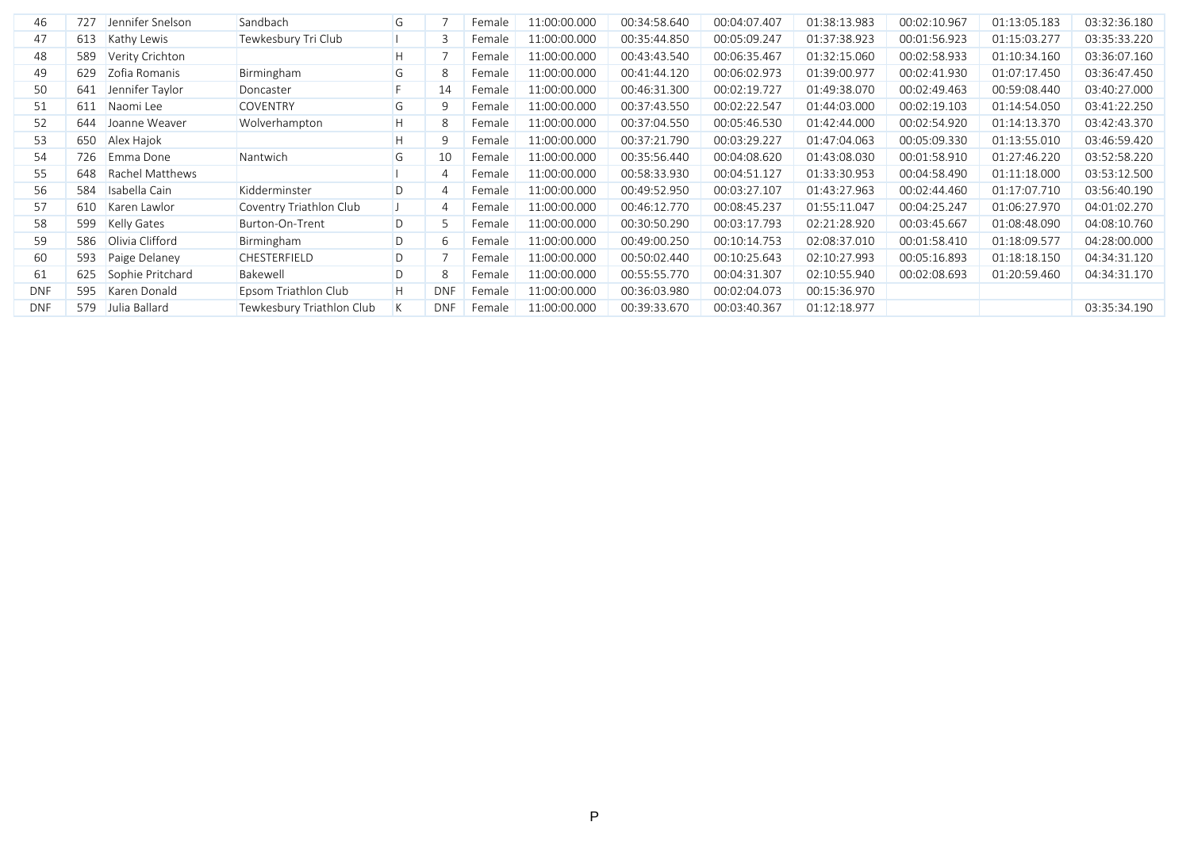| | | | | | | | | | | | | | |
|---|---|---|---|---|---|---|---|---|---|---|---|---|---|
| 46 | 727 | Jennifer Snelson | Sandbach | G | 7 | Female | 11:00:00.000 | 00:34:58.640 | 00:04:07.407 | 01:38:13.983 | 00:02:10.967 | 01:13:05.183 | 03:32:36.180 |
| 47 | 613 | Kathy Lewis | Tewkesbury Tri Club | I | 3 | Female | 11:00:00.000 | 00:35:44.850 | 00:05:09.247 | 01:37:38.923 | 00:01:56.923 | 01:15:03.277 | 03:35:33.220 |
| 48 | 589 | Verity Crichton | | H | 7 | Female | 11:00:00.000 | 00:43:43.540 | 00:06:35.467 | 01:32:15.060 | 00:02:58.933 | 01:10:34.160 | 03:36:07.160 |
| 49 | 629 | Zofia Romanis | Birmingham | G | 8 | Female | 11:00:00.000 | 00:41:44.120 | 00:06:02.973 | 01:39:00.977 | 00:02:41.930 | 01:07:17.450 | 03:36:47.450 |
| 50 | 641 | Jennifer Taylor | Doncaster | F | 14 | Female | 11:00:00.000 | 00:46:31.300 | 00:02:19.727 | 01:49:38.070 | 00:02:49.463 | 00:59:08.440 | 03:40:27.000 |
| 51 | 611 | Naomi Lee | COVENTRY | G | 9 | Female | 11:00:00.000 | 00:37:43.550 | 00:02:22.547 | 01:44:03.000 | 00:02:19.103 | 01:14:54.050 | 03:41:22.250 |
| 52 | 644 | Joanne Weaver | Wolverhampton | H | 8 | Female | 11:00:00.000 | 00:37:04.550 | 00:05:46.530 | 01:42:44.000 | 00:02:54.920 | 01:14:13.370 | 03:42:43.370 |
| 53 | 650 | Alex Hajok | | H | 9 | Female | 11:00:00.000 | 00:37:21.790 | 00:03:29.227 | 01:47:04.063 | 00:05:09.330 | 01:13:55.010 | 03:46:59.420 |
| 54 | 726 | Emma Done | Nantwich | G | 10 | Female | 11:00:00.000 | 00:35:56.440 | 00:04:08.620 | 01:43:08.030 | 00:01:58.910 | 01:27:46.220 | 03:52:58.220 |
| 55 | 648 | Rachel Matthews | | I | 4 | Female | 11:00:00.000 | 00:58:33.930 | 00:04:51.127 | 01:33:30.953 | 00:04:58.490 | 01:11:18.000 | 03:53:12.500 |
| 56 | 584 | Isabella Cain | Kidderminster | D | 4 | Female | 11:00:00.000 | 00:49:52.950 | 00:03:27.107 | 01:43:27.963 | 00:02:44.460 | 01:17:07.710 | 03:56:40.190 |
| 57 | 610 | Karen Lawlor | Coventry Triathlon Club | J | 4 | Female | 11:00:00.000 | 00:46:12.770 | 00:08:45.237 | 01:55:11.047 | 00:04:25.247 | 01:06:27.970 | 04:01:02.270 |
| 58 | 599 | Kelly Gates | Burton-On-Trent | D | 5 | Female | 11:00:00.000 | 00:30:50.290 | 00:03:17.793 | 02:21:28.920 | 00:03:45.667 | 01:08:48.090 | 04:08:10.760 |
| 59 | 586 | Olivia Clifford | Birmingham | D | 6 | Female | 11:00:00.000 | 00:49:00.250 | 00:10:14.753 | 02:08:37.010 | 00:01:58.410 | 01:18:09.577 | 04:28:00.000 |
| 60 | 593 | Paige Delaney | CHESTERFIELD | D | 7 | Female | 11:00:00.000 | 00:50:02.440 | 00:10:25.643 | 02:10:27.993 | 00:05:16.893 | 01:18:18.150 | 04:34:31.120 |
| 61 | 625 | Sophie Pritchard | Bakewell | D | 8 | Female | 11:00:00.000 | 00:55:55.770 | 00:04:31.307 | 02:10:55.940 | 00:02:08.693 | 01:20:59.460 | 04:34:31.170 |
| DNF | 595 | Karen Donald | Epsom Triathlon Club | H | DNF | Female | 11:00:00.000 | 00:36:03.980 | 00:02:04.073 | 00:15:36.970 | | | |
| DNF | 579 | Julia Ballard | Tewkesbury Triathlon Club | K | DNF | Female | 11:00:00.000 | 00:39:33.670 | 00:03:40.367 | 01:12:18.977 | | | 03:35:34.190 |

P